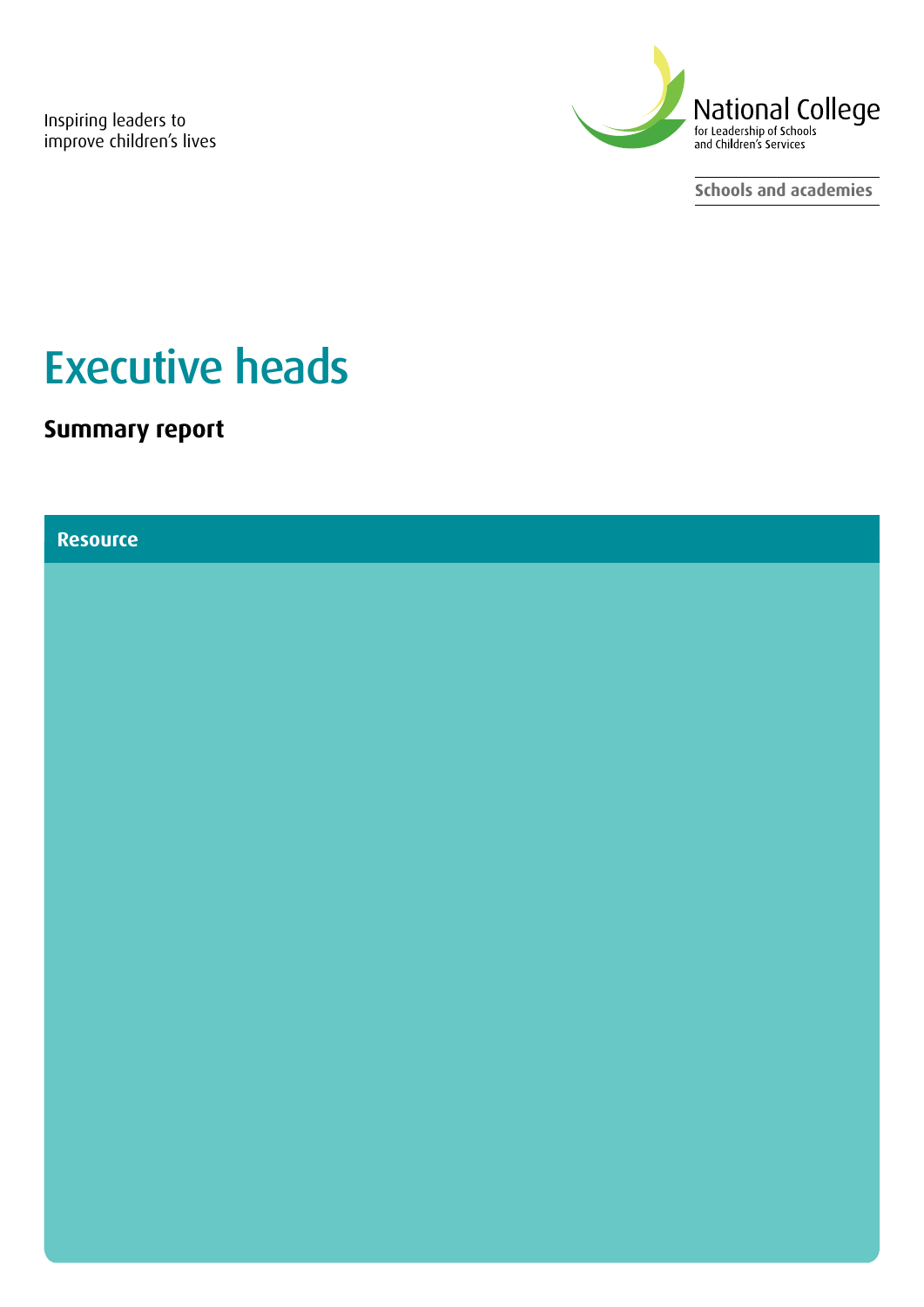Inspiring leaders to improve children's lives

National College
for Leadership of Schools and Children's Services

Schools and academies

# Executive heads

## Summary report

**Resource**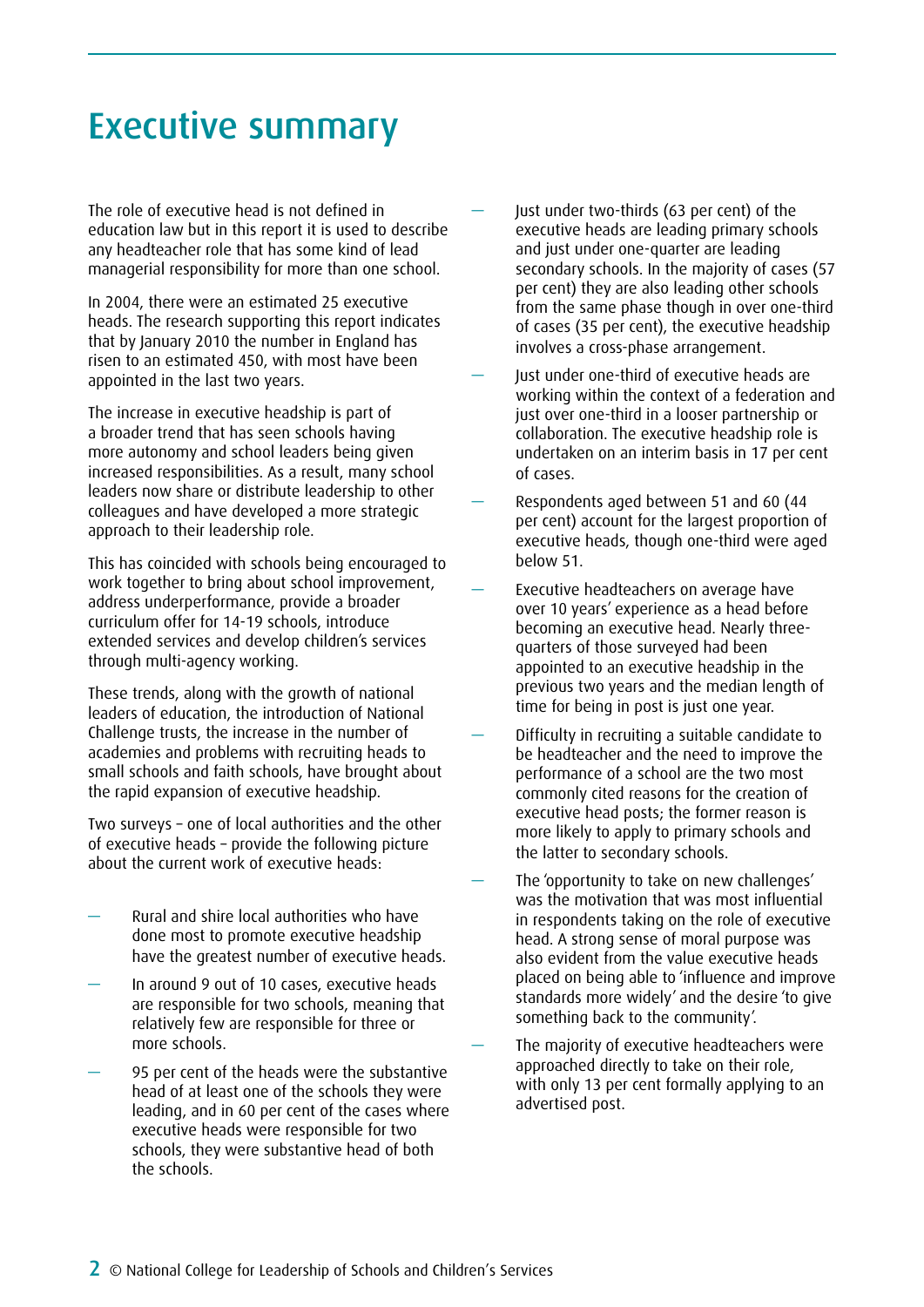# Executive summary

The role of executive head is not defined in education law but in this report it is used to describe any headteacher role that has some kind of lead managerial responsibility for more than one school.

In 2004, there were an estimated 25 executive heads. The research supporting this report indicates that by January 2010 the number in England has risen to an estimated 450, with most have been appointed in the last two years.

The increase in executive headship is part of a broader trend that has seen schools having more autonomy and school leaders being given increased responsibilities. As a result, many school leaders now share or distribute leadership to other colleagues and have developed a more strategic approach to their leadership role.

This has coincided with schools being encouraged to work together to bring about school improvement, address underperformance, provide a broader curriculum offer for 14-19 schools, introduce extended services and develop children's services through multi-agency working.

These trends, along with the growth of national leaders of education, the introduction of National Challenge trusts, the increase in the number of academies and problems with recruiting heads to small schools and faith schools, have brought about the rapid expansion of executive headship.

Two surveys – one of local authorities and the other of executive heads – provide the following picture about the current work of executive heads:

- Rural and shire local authorities who have done most to promote executive headship have the greatest number of executive heads.
- In around 9 out of 10 cases, executive heads are responsible for two schools, meaning that relatively few are responsible for three or more schools.
- 95 per cent of the heads were the substantive head of at least one of the schools they were leading, and in 60 per cent of the cases where executive heads were responsible for two schools, they were substantive head of both the schools.
- Just under two-thirds (63 per cent) of the executive heads are leading primary schools and just under one-quarter are leading secondary schools. In the majority of cases (57 per cent) they are also leading other schools from the same phase though in over one-third of cases (35 per cent), the executive headship involves a cross-phase arrangement.
- Just under one-third of executive heads are working within the context of a federation and just over one-third in a looser partnership or collaboration. The executive headship role is undertaken on an interim basis in 17 per cent of cases.
- Respondents aged between 51 and 60 (44 per cent) account for the largest proportion of executive heads, though one-third were aged below 51.
- Executive headteachers on average have over 10 years' experience as a head before becoming an executive head. Nearly three-quarters of those surveyed had been appointed to an executive headship in the previous two years and the median length of time for being in post is just one year.
- Difficulty in recruiting a suitable candidate to be headteacher and the need to improve the performance of a school are the two most commonly cited reasons for the creation of executive head posts; the former reason is more likely to apply to primary schools and the latter to secondary schools.
- The 'opportunity to take on new challenges' was the motivation that was most influential in respondents taking on the role of executive head. A strong sense of moral purpose was also evident from the value executive heads placed on being able to 'influence and improve standards more widely' and the desire 'to give something back to the community'.
- The majority of executive headteachers were approached directly to take on their role, with only 13 per cent formally applying to an advertised post.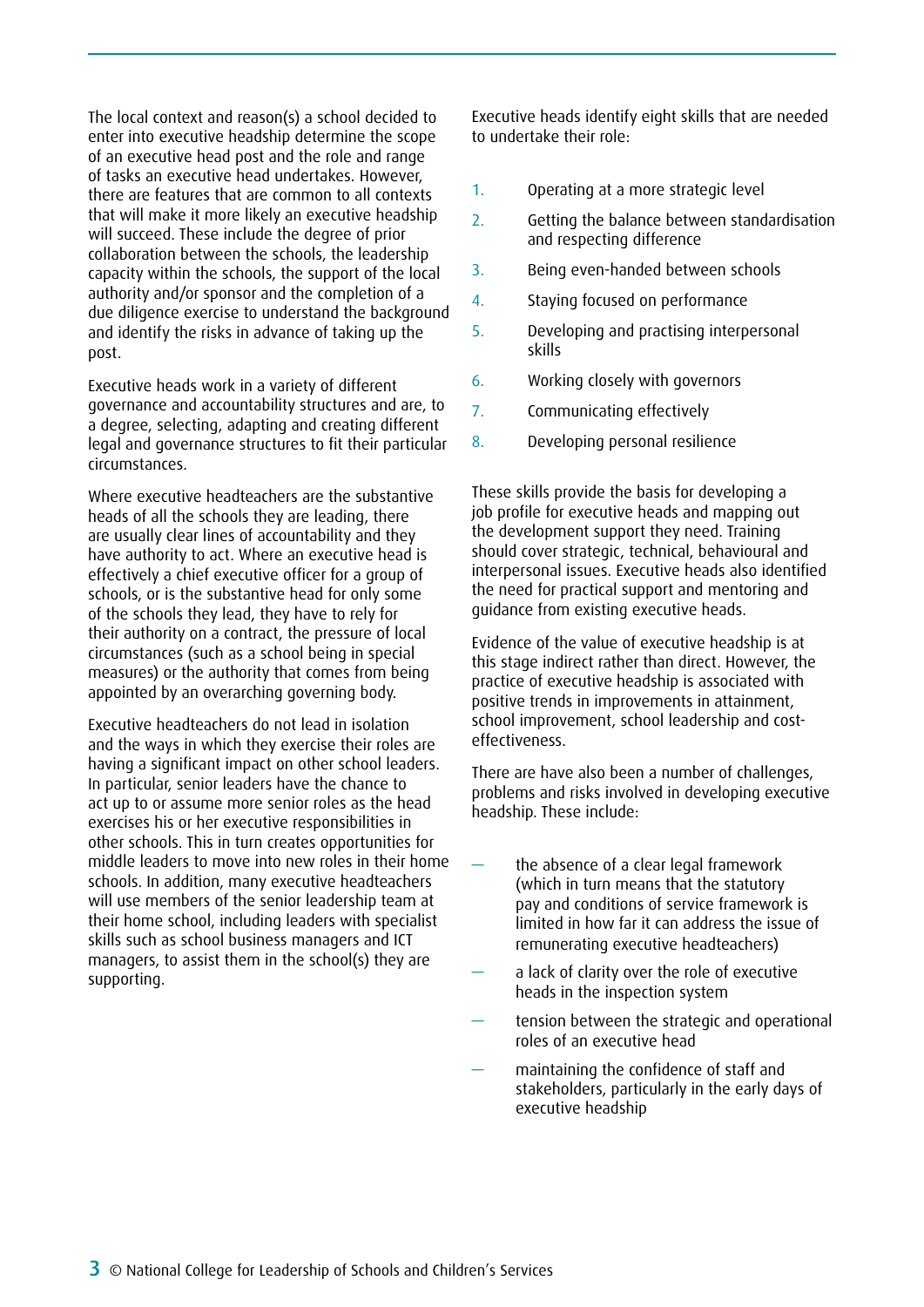The local context and reason(s) a school decided to enter into executive headship determine the scope of an executive head post and the role and range of tasks an executive head undertakes. However, there are features that are common to all contexts that will make it more likely an executive headship will succeed. These include the degree of prior collaboration between the schools, the leadership capacity within the schools, the support of the local authority and/or sponsor and the completion of a due diligence exercise to understand the background and identify the risks in advance of taking up the post.

Executive heads work in a variety of different governance and accountability structures and are, to a degree, selecting, adapting and creating different legal and governance structures to fit their particular circumstances.

Where executive headteachers are the substantive heads of all the schools they are leading, there are usually clear lines of accountability and they have authority to act. Where an executive head is effectively a chief executive officer for a group of schools, or is the substantive head for only some of the schools they lead, they have to rely for their authority on a contract, the pressure of local circumstances (such as a school being in special measures) or the authority that comes from being appointed by an overarching governing body.

Executive headteachers do not lead in isolation and the ways in which they exercise their roles are having a significant impact on other school leaders. In particular, senior leaders have the chance to act up to or assume more senior roles as the head exercises his or her executive responsibilities in other schools. This in turn creates opportunities for middle leaders to move into new roles in their home schools. In addition, many executive headteachers will use members of the senior leadership team at their home school, including leaders with specialist skills such as school business managers and ICT managers, to assist them in the school(s) they are supporting.

Executive heads identify eight skills that are needed to undertake their role:

1. Operating at a more strategic level
2. Getting the balance between standardisation and respecting difference
3. Being even-handed between schools
4. Staying focused on performance
5. Developing and practising interpersonal skills
6. Working closely with governors
7. Communicating effectively
8. Developing personal resilience

These skills provide the basis for developing a job profile for executive heads and mapping out the development support they need. Training should cover strategic, technical, behavioural and interpersonal issues. Executive heads also identified the need for practical support and mentoring and guidance from existing executive heads.

Evidence of the value of executive headship is at this stage indirect rather than direct. However, the practice of executive headship is associated with positive trends in improvements in attainment, school improvement, school leadership and cost-effectiveness.

There are have also been a number of challenges, problems and risks involved in developing executive headship. These include:

- the absence of a clear legal framework (which in turn means that the statutory pay and conditions of service framework is limited in how far it can address the issue of remunerating executive headteachers)
- a lack of clarity over the role of executive heads in the inspection system
- tension between the strategic and operational roles of an executive head
- maintaining the confidence of staff and stakeholders, particularly in the early days of executive headship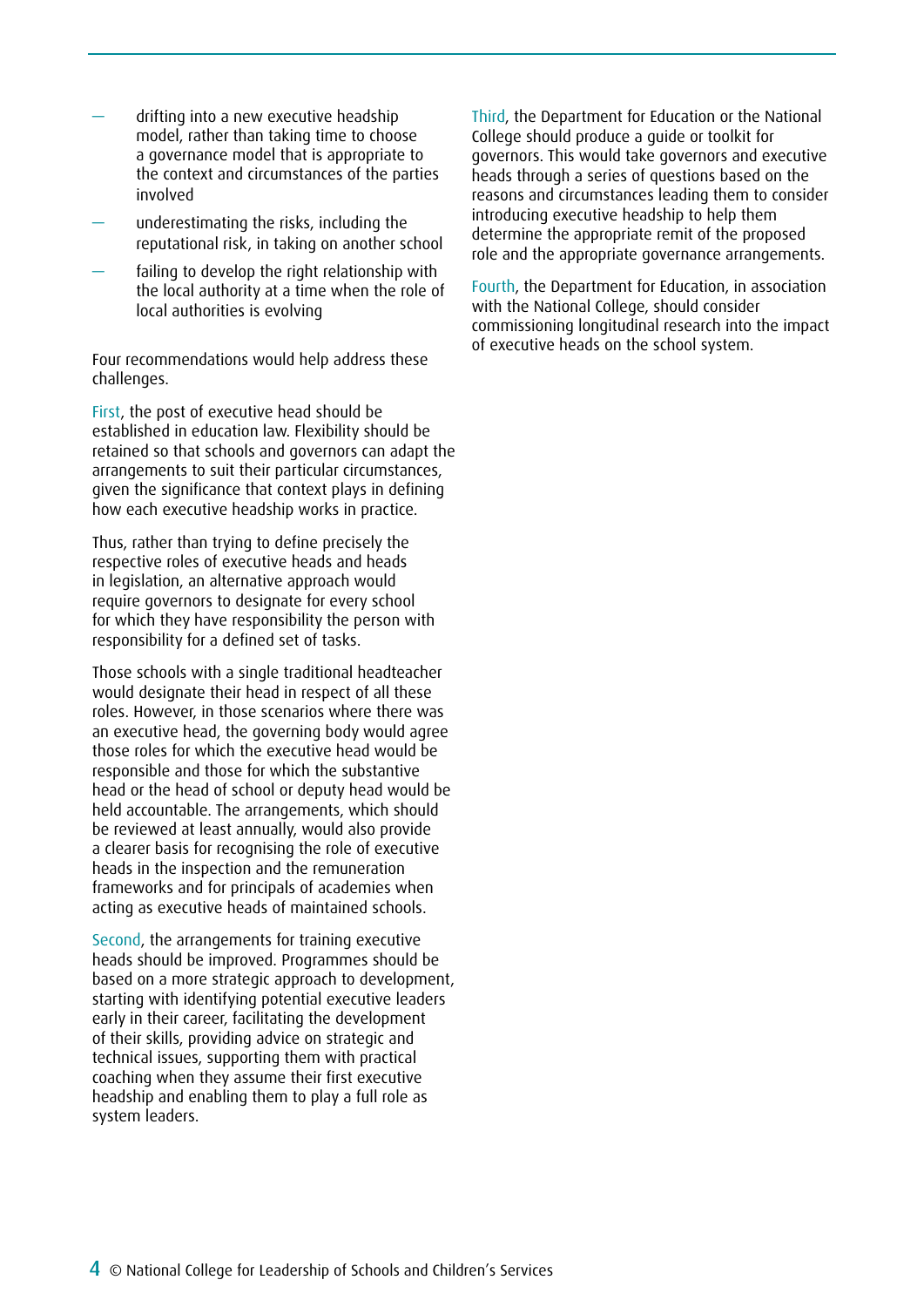- drifting into a new executive headship model, rather than taking time to choose a governance model that is appropriate to the context and circumstances of the parties involved
- underestimating the risks, including the reputational risk, in taking on another school
- failing to develop the right relationship with the local authority at a time when the role of local authorities is evolving

Four recommendations would help address these challenges.

First, the post of executive head should be established in education law. Flexibility should be retained so that schools and governors can adapt the arrangements to suit their particular circumstances, given the significance that context plays in defining how each executive headship works in practice.

Thus, rather than trying to define precisely the respective roles of executive heads and heads in legislation, an alternative approach would require governors to designate for every school for which they have responsibility the person with responsibility for a defined set of tasks.

Those schools with a single traditional headteacher would designate their head in respect of all these roles. However, in those scenarios where there was an executive head, the governing body would agree those roles for which the executive head would be responsible and those for which the substantive head or the head of school or deputy head would be held accountable. The arrangements, which should be reviewed at least annually, would also provide a clearer basis for recognising the role of executive heads in the inspection and the remuneration frameworks and for principals of academies when acting as executive heads of maintained schools.

Second, the arrangements for training executive heads should be improved. Programmes should be based on a more strategic approach to development, starting with identifying potential executive leaders early in their career, facilitating the development of their skills, providing advice on strategic and technical issues, supporting them with practical coaching when they assume their first executive headship and enabling them to play a full role as system leaders.

Third, the Department for Education or the National College should produce a guide or toolkit for governors. This would take governors and executive heads through a series of questions based on the reasons and circumstances leading them to consider introducing executive headship to help them determine the appropriate remit of the proposed role and the appropriate governance arrangements.

Fourth, the Department for Education, in association with the National College, should consider commissioning longitudinal research into the impact of executive heads on the school system.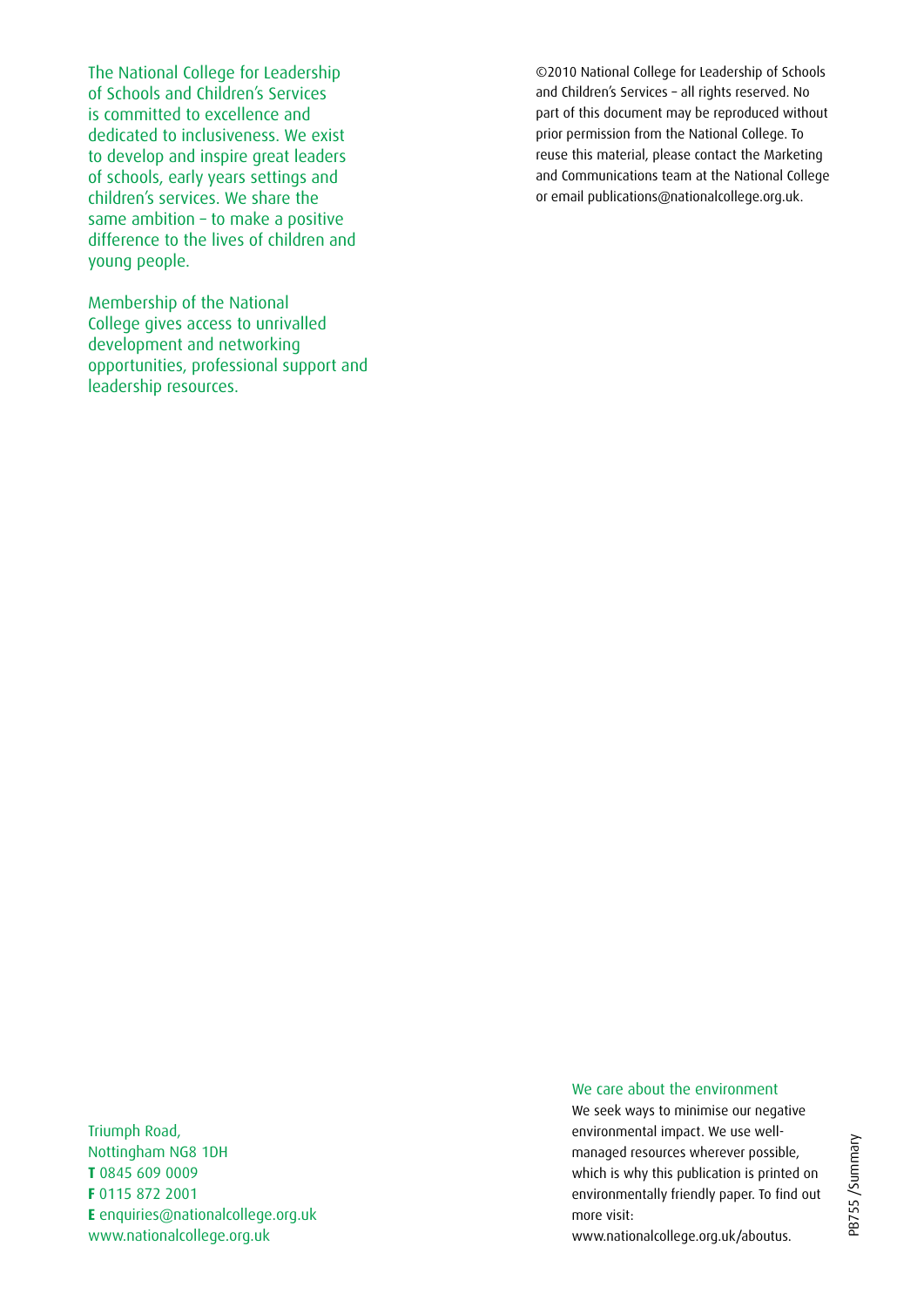The National College for Leadership of Schools and Children's Services is committed to excellence and dedicated to inclusiveness. We exist to develop and inspire great leaders of schools, early years settings and children's services. We share the same ambition – to make a positive difference to the lives of children and young people.

Membership of the National College gives access to unrivalled development and networking opportunities, professional support and leadership resources.

©2010 National College for Leadership of Schools and Children's Services – all rights reserved. No part of this document may be reproduced without prior permission from the National College. To reuse this material, please contact the Marketing and Communications team at the National College or email publications@nationalcollege.org.uk.

Triumph Road,
Nottingham NG8 1DH
**T** 0845 609 0009
**F** 0115 872 2001
**E** enquiries@nationalcollege.org.uk
www.nationalcollege.org.uk

We care about the environment

We seek ways to minimise our negative environmental impact. We use well-managed resources wherever possible, which is why this publication is printed on environmentally friendly paper. To find out more visit:
www.nationalcollege.org.uk/aboutus.

PB755 /Summary